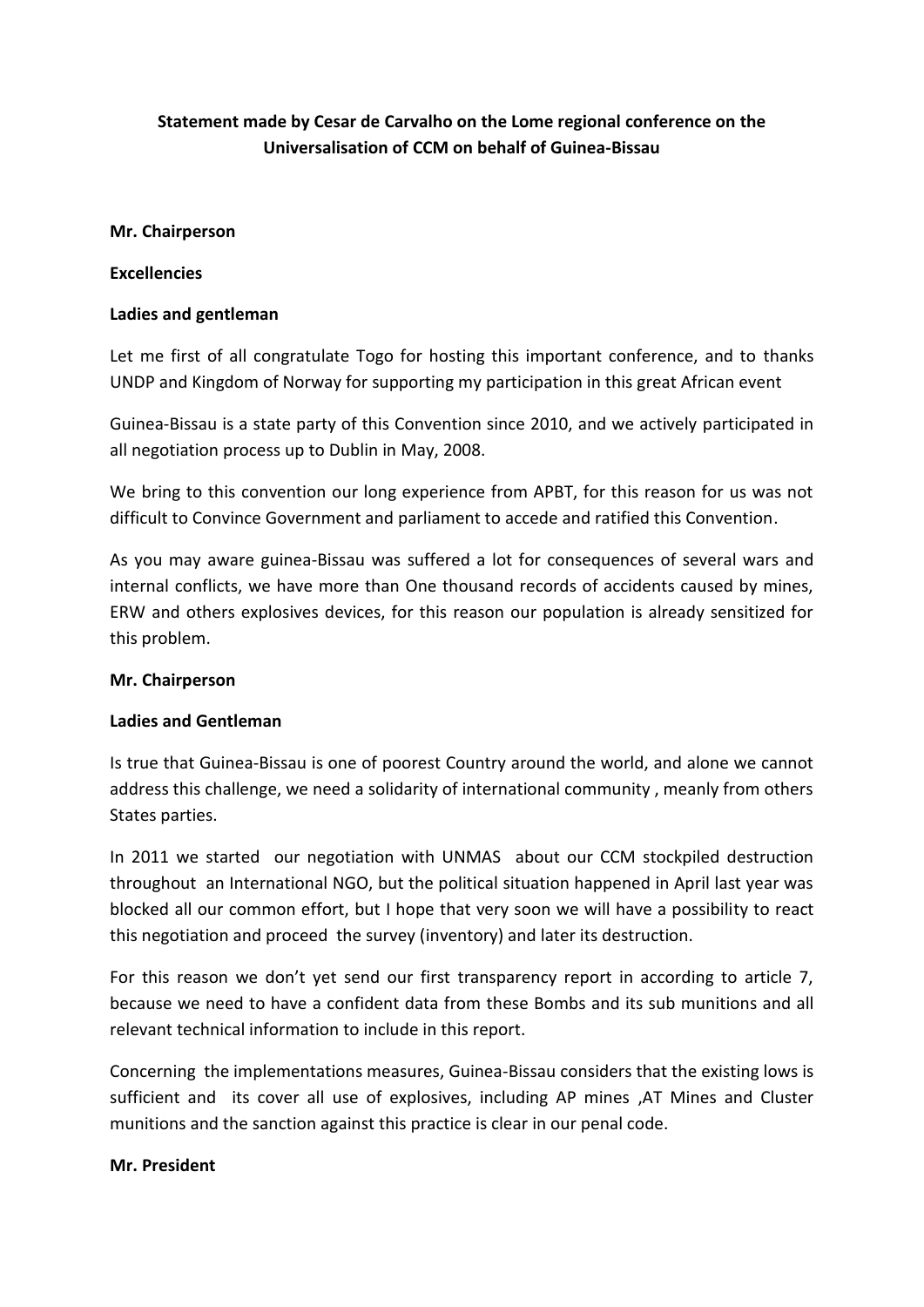**Statement made by Cesar de Carvalho on the Lome regional conference on the Universalisation of CCM on behalf of Guinea-Bissau**

**Mr. Chairperson**

**Excellencies**

**Ladies and gentleman**

Let me first of all congratulate Togo for hosting this important conference, and to thanks UNDP and Kingdom of Norway for supporting my participation in this great African event

Guinea-Bissau is a state party of this Convention since 2010, and we actively participated in all negotiation process up to Dublin in May, 2008.

We bring to this convention our long experience from APBT, for this reason for us was not difficult to Convince Government and parliament to accede and ratified this Convention.

As you may aware guinea-Bissau was suffered a lot for consequences of several wars and internal conflicts, we have more than One thousand records of accidents caused by mines, ERW and others explosives devices, for this reason our population is already sensitized for this problem.

**Mr. Chairperson**

**Ladies and Gentleman**

Is true that Guinea-Bissau is one of poorest Country around the world, and alone we cannot address this challenge, we need a solidarity of international community , meanly from others States parties.

In 2011 we started our negotiation with UNMAS about our CCM stockpiled destruction throughout an International NGO, but the political situation happened in April last year was blocked all our common effort, but I hope that very soon we will have a possibility to react this negotiation and proceed the survey (inventory) and later its destruction.

For this reason we don't yet send our first transparency report in according to article 7, because we need to have a confident data from these Bombs and its sub munitions and all relevant technical information to include in this report.

Concerning the implementations measures, Guinea-Bissau considers that the existing lows is sufficient and its cover all use of explosives, including AP mines ,AT Mines and Cluster munitions and the sanction against this practice is clear in our penal code.

**Mr. President**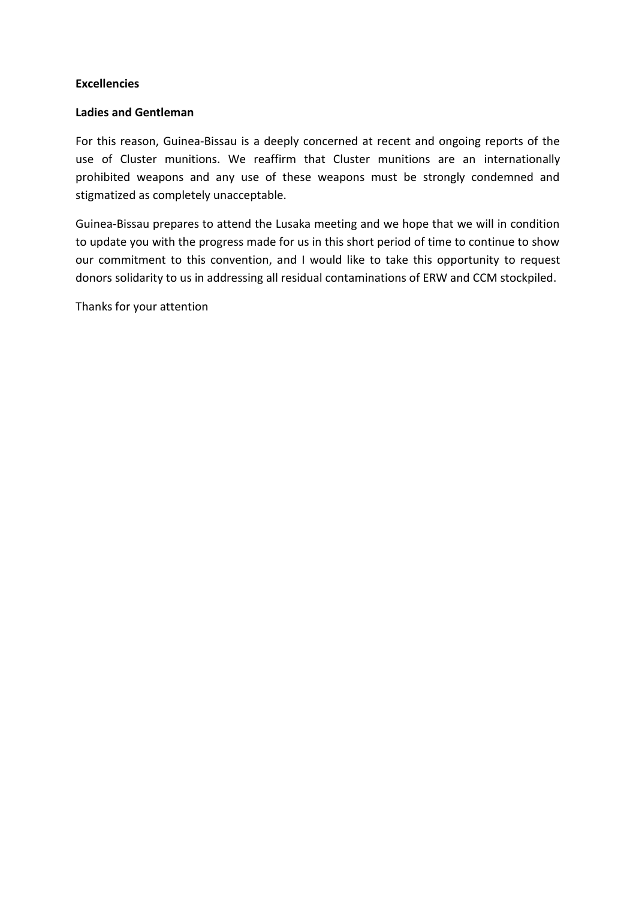**Excellencies**

**Ladies and Gentleman**

For this reason, Guinea-Bissau is a deeply concerned at recent and ongoing reports of the use of Cluster munitions. We reaffirm that Cluster munitions are an internationally prohibited weapons and any use of these weapons must be strongly condemned and stigmatized as completely unacceptable.

Guinea-Bissau prepares to attend the Lusaka meeting and we hope that we will in condition to update you with the progress made for us in this short period of time to continue to show our commitment to this convention, and I would like to take this opportunity to request donors solidarity to us in addressing all residual contaminations of ERW and CCM stockpiled.

Thanks for your attention